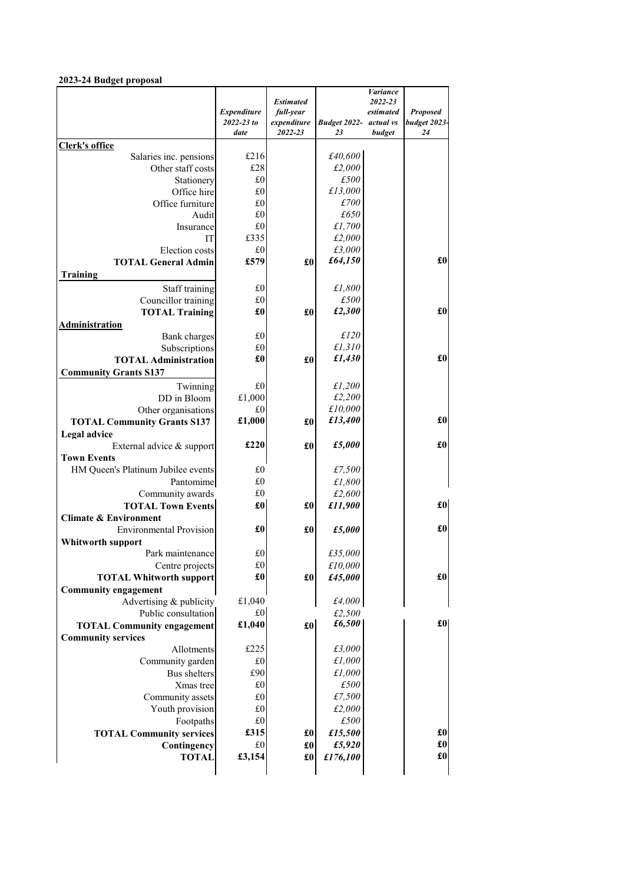**2023-24 Budget proposal**

| | Expenditure 2022-23 to date | Estimated full-year expenditure 2022-23 | Budget 2022-23 | Variance 2022-23 estimated actual vs budget | Proposed budget 2023-24 |
|---|---|---|---|---|---|
| **Clerk's office** | | | | | |
| Salaries inc. pensions | £216 | | *£40,600* | | |
| Other staff costs | £28 | | *£2,000* | | |
| Stationery | £0 | | *£500* | | |
| Office hire | £0 | | *£13,000* | | |
| Office furniture | £0 | | *£700* | | |
| Audit | £0 | | *£650* | | |
| Insurance | £0 | | *£1,700* | | |
| IT | £335 | | *£2,000* | | |
| Election costs | £0 | | *£3,000* | | |
| **TOTAL General Admin** | **£579** | **£0** | ***£64,150*** | | **£0** |
| **Training** | | | | | |
| Staff training | £0 | | *£1,800* | | |
| Councillor training | £0 | | *£500* | | |
| **TOTAL Training** | **£0** | **£0** | ***£2,300*** | | **£0** |
| **Administration** | | | | | |
| Bank charges | £0 | | *£120* | | |
| Subscriptions | £0 | | *£1,310* | | |
| **TOTAL Administration** | **£0** | **£0** | ***£1,430*** | | **£0** |
| **Community Grants S137** | | | | | |
| Twinning | £0 | | *£1,200* | | |
| DD in Bloom | £1,000 | | *£2,200* | | |
| Other organisations | £0 | | *£10,000* | | |
| **TOTAL Community Grants S137** | **£1,000** | **£0** | ***£13,400*** | | **£0** |
| **Legal advice** | | | | | |
| External advice & support | **£220** | **£0** | ***£5,000*** | | **£0** |
| **Town Events** | | | | | |
| HM Queen's Platinum Jubilee events | £0 | | *£7,500* | | |
| Pantomime | £0 | | *£1,800* | | |
| Community awards | £0 | | *£2,600* | | |
| **TOTAL Town Events** | **£0** | **£0** | ***£11,900*** | | **£0** |
| **Climate & Environment** | | | | | |
| Environmental Provision | **£0** | **£0** | ***£5,000*** | | **£0** |
| **Whitworth support** | | | | | |
| Park maintenance | £0 | | *£35,000* | | |
| Centre projects | £0 | | *£10,000* | | |
| **TOTAL Whitworth support** | **£0** | **£0** | ***£45,000*** | | **£0** |
| **Community engagement** | | | | | |
| Advertising & publicity | £1,040 | | *£4,000* | | |
| Public consultation | £0 | | *£2,500* | | |
| **TOTAL Community engagement** | **£1,040** | **£0** | ***£6,500*** | | **£0** |
| **Community services** | | | | | |
| Allotments | £225 | | *£3,000* | | |
| Community garden | £0 | | *£1,000* | | |
| Bus shelters | £90 | | *£1,000* | | |
| Xmas tree | £0 | | *£500* | | |
| Community assets | £0 | | *£7,500* | | |
| Youth provision | £0 | | *£2,000* | | |
| Footpaths | £0 | | *£500* | | |
| **TOTAL Community services** | **£315** | **£0** | ***£15,500*** | | **£0** |
| **Contingency** | £0 | **£0** | ***£5,920*** | | **£0** |
| **TOTAL** | **£3,154** | **£0** | ***£176,100*** | | **£0** |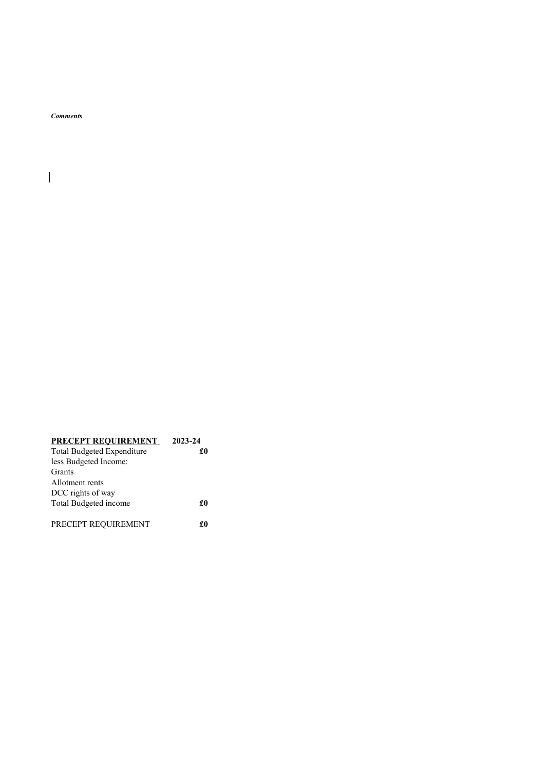***Comments***

| **PRECEPT REQUIREMENT** | **2023-24** |
|---|---|
| Total Budgeted Expenditure | **£0** |
| less Budgeted Income: | |
| Grants | |
| Allotment rents | |
| DCC rights of way | |
| Total Budgeted income | **£0** |
| | |
| PRECEPT REQUIREMENT | **£0** |